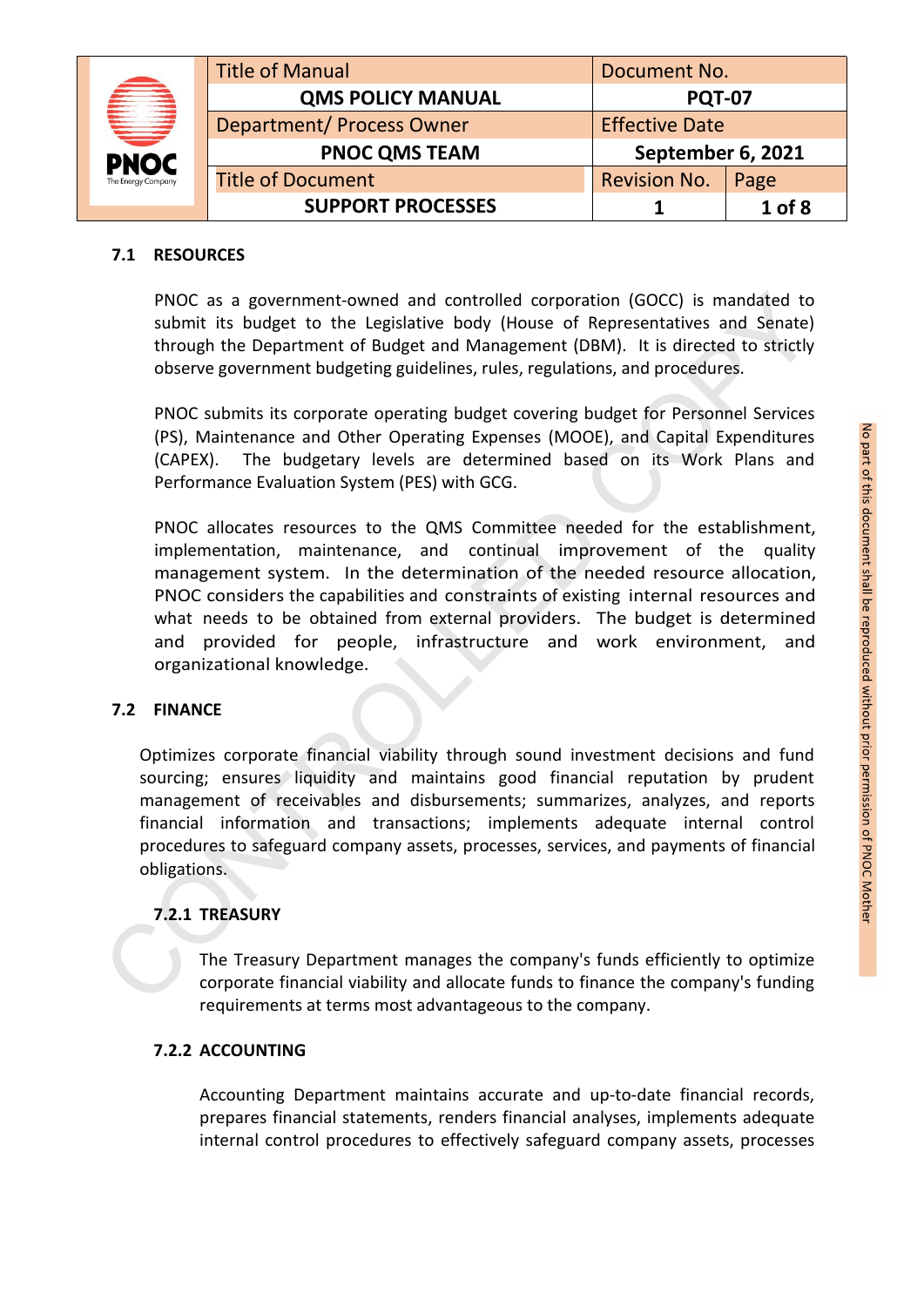## 7.1 RESOURCES

PNOC as a government-owned and controlled corporation (GOCC) is mandated to submit its budget to the Legislative body (House of Representatives and Senate) through the Department of Budget and Management (DBM). It is directed to strictly observe government budgeting guidelines, rules, regulations, and procedures.

PNOC submits its corporate operating budget covering budget for Personnel Services (PS), Maintenance and Other Operating Expenses (MOOE), and Capital Expenditures (CAPEX). The budgetary levels are determined based on its Work Plans and Performance Evaluation System (PES) with GCG.

PNOC allocates resources to the QMS Committee needed for the establishment, implementation, maintenance, and continual improvement of the quality management system. In the determination of the needed resource allocation, PNOC considers the capabilities and constraints of existing internal resources and what needs to be obtained from external providers. The budget is determined and provided for people, infrastructure and work environment, and organizational knowledge.

## 7.2 FINANCE

Optimizes corporate financial viability through sound investment decisions and fund sourcing; ensures liquidity and maintains good financial reputation by prudent management of receivables and disbursements; summarizes, analyzes, and reports financial information and transactions; implements adequate internal control procedures to safeguard company assets, processes, services, and payments of financial obligations.

### 7.2.1 TREASURY

The Treasury Department manages the company's funds efficiently to optimize corporate financial viability and allocate funds to finance the company's funding requirements at terms most advantageous to the company.

### 7.2.2 ACCOUNTING

Accounting Department maintains accurate and up-to-date financial records, prepares financial statements, renders financial analyses, implements adequate internal control procedures to effectively safeguard company assets, processes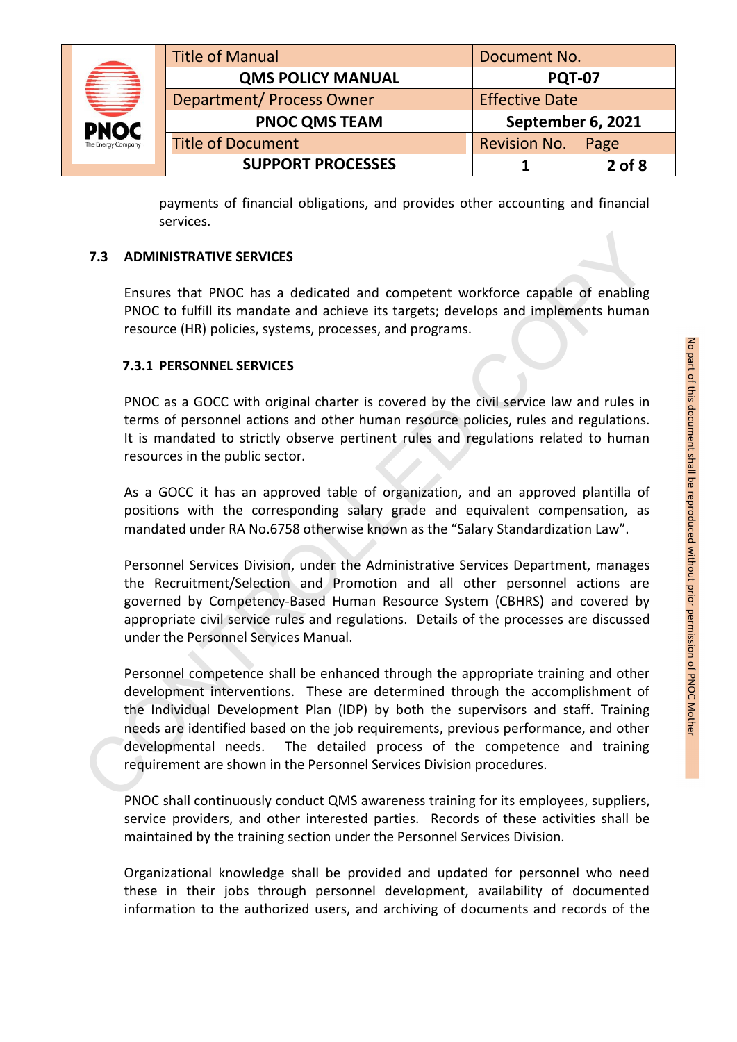payments of financial obligations, and provides other accounting and financial services.

## 7.3 ADMINISTRATIVE SERVICES

Ensures that PNOC has a dedicated and competent workforce capable of enabling PNOC to fulfill its mandate and achieve its targets; develops and implements human resource (HR) policies, systems, processes, and programs.

### 7.3.1 PERSONNEL SERVICES

PNOC as a GOCC with original charter is covered by the civil service law and rules in terms of personnel actions and other human resource policies, rules and regulations. It is mandated to strictly observe pertinent rules and regulations related to human resources in the public sector.

As a GOCC it has an approved table of organization, and an approved plantilla of positions with the corresponding salary grade and equivalent compensation, as mandated under RA No.6758 otherwise known as the "Salary Standardization Law".

Personnel Services Division, under the Administrative Services Department, manages the Recruitment/Selection and Promotion and all other personnel actions are governed by Competency-Based Human Resource System (CBHRS) and covered by appropriate civil service rules and regulations. Details of the processes are discussed under the Personnel Services Manual.

Personnel competence shall be enhanced through the appropriate training and other development interventions. These are determined through the accomplishment of the Individual Development Plan (IDP) by both the supervisors and staff. Training needs are identified based on the job requirements, previous performance, and other developmental needs. The detailed process of the competence and training requirement are shown in the Personnel Services Division procedures.

PNOC shall continuously conduct QMS awareness training for its employees, suppliers, service providers, and other interested parties. Records of these activities shall be maintained by the training section under the Personnel Services Division.

Organizational knowledge shall be provided and updated for personnel who need these in their jobs through personnel development, availability of documented information to the authorized users, and archiving of documents and records of the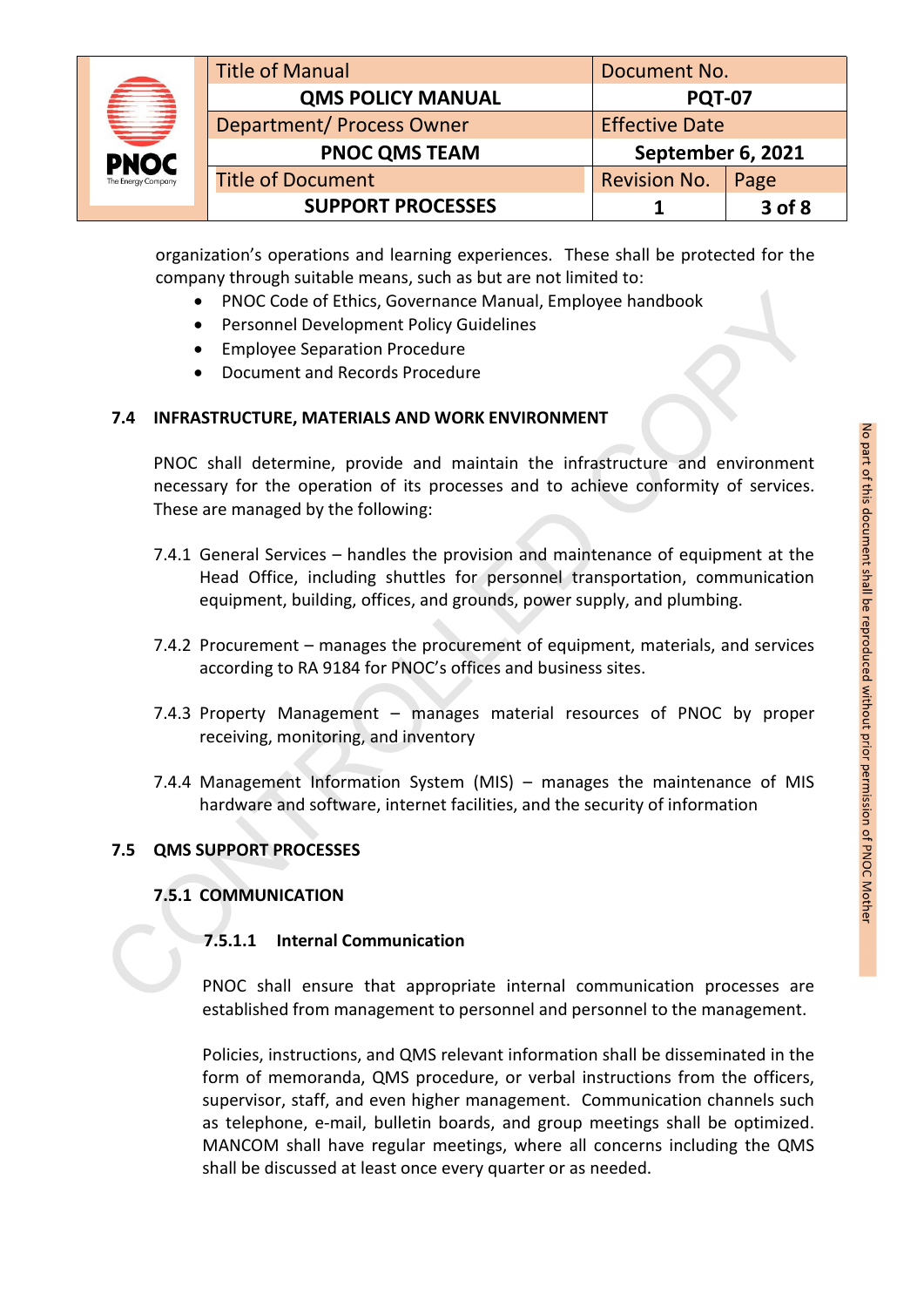organization's operations and learning experiences. These shall be protected for the company through suitable means, such as but are not limited to:

- PNOC Code of Ethics, Governance Manual, Employee handbook
- Personnel Development Policy Guidelines
- Employee Separation Procedure
- Document and Records Procedure

## 7.4 INFRASTRUCTURE, MATERIALS AND WORK ENVIRONMENT

PNOC shall determine, provide and maintain the infrastructure and environment necessary for the operation of its processes and to achieve conformity of services. These are managed by the following:

7.4.1 General Services – handles the provision and maintenance of equipment at the Head Office, including shuttles for personnel transportation, communication equipment, building, offices, and grounds, power supply, and plumbing.

7.4.2 Procurement – manages the procurement of equipment, materials, and services according to RA 9184 for PNOC's offices and business sites.

7.4.3 Property Management – manages material resources of PNOC by proper receiving, monitoring, and inventory

7.4.4 Management Information System (MIS) – manages the maintenance of MIS hardware and software, internet facilities, and the security of information

## 7.5 QMS SUPPORT PROCESSES

### 7.5.1 COMMUNICATION

#### 7.5.1.1 Internal Communication

PNOC shall ensure that appropriate internal communication processes are established from management to personnel and personnel to the management.

Policies, instructions, and QMS relevant information shall be disseminated in the form of memoranda, QMS procedure, or verbal instructions from the officers, supervisor, staff, and even higher management. Communication channels such as telephone, e-mail, bulletin boards, and group meetings shall be optimized. MANCOM shall have regular meetings, where all concerns including the QMS shall be discussed at least once every quarter or as needed.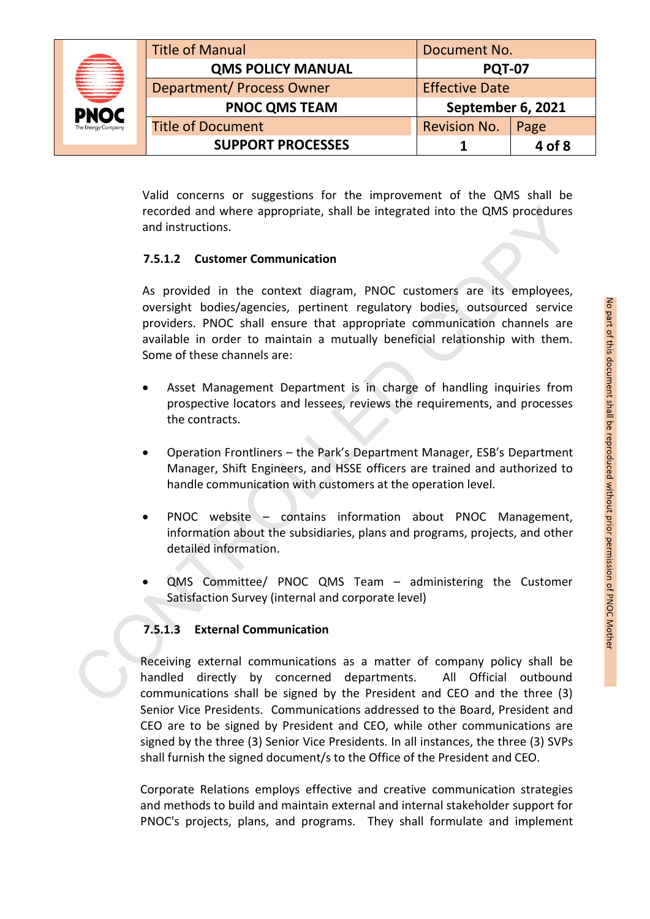Valid concerns or suggestions for the improvement of the QMS shall be recorded and where appropriate, shall be integrated into the QMS procedures and instructions.

#### 7.5.1.2 Customer Communication

As provided in the context diagram, PNOC customers are its employees, oversight bodies/agencies, pertinent regulatory bodies, outsourced service providers. PNOC shall ensure that appropriate communication channels are available in order to maintain a mutually beneficial relationship with them. Some of these channels are:

- Asset Management Department is in charge of handling inquiries from prospective locators and lessees, reviews the requirements, and processes the contracts.
- Operation Frontliners – the Park's Department Manager, ESB's Department Manager, Shift Engineers, and HSSE officers are trained and authorized to handle communication with customers at the operation level.
- PNOC website – contains information about PNOC Management, information about the subsidiaries, plans and programs, projects, and other detailed information.
- QMS Committee/ PNOC QMS Team – administering the Customer Satisfaction Survey (internal and corporate level)

#### 7.5.1.3 External Communication

Receiving external communications as a matter of company policy shall be handled directly by concerned departments. All Official outbound communications shall be signed by the President and CEO and the three (3) Senior Vice Presidents. Communications addressed to the Board, President and CEO are to be signed by President and CEO, while other communications are signed by the three (3) Senior Vice Presidents. In all instances, the three (3) SVPs shall furnish the signed document/s to the Office of the President and CEO.

Corporate Relations employs effective and creative communication strategies and methods to build and maintain external and internal stakeholder support for PNOC's projects, plans, and programs. They shall formulate and implement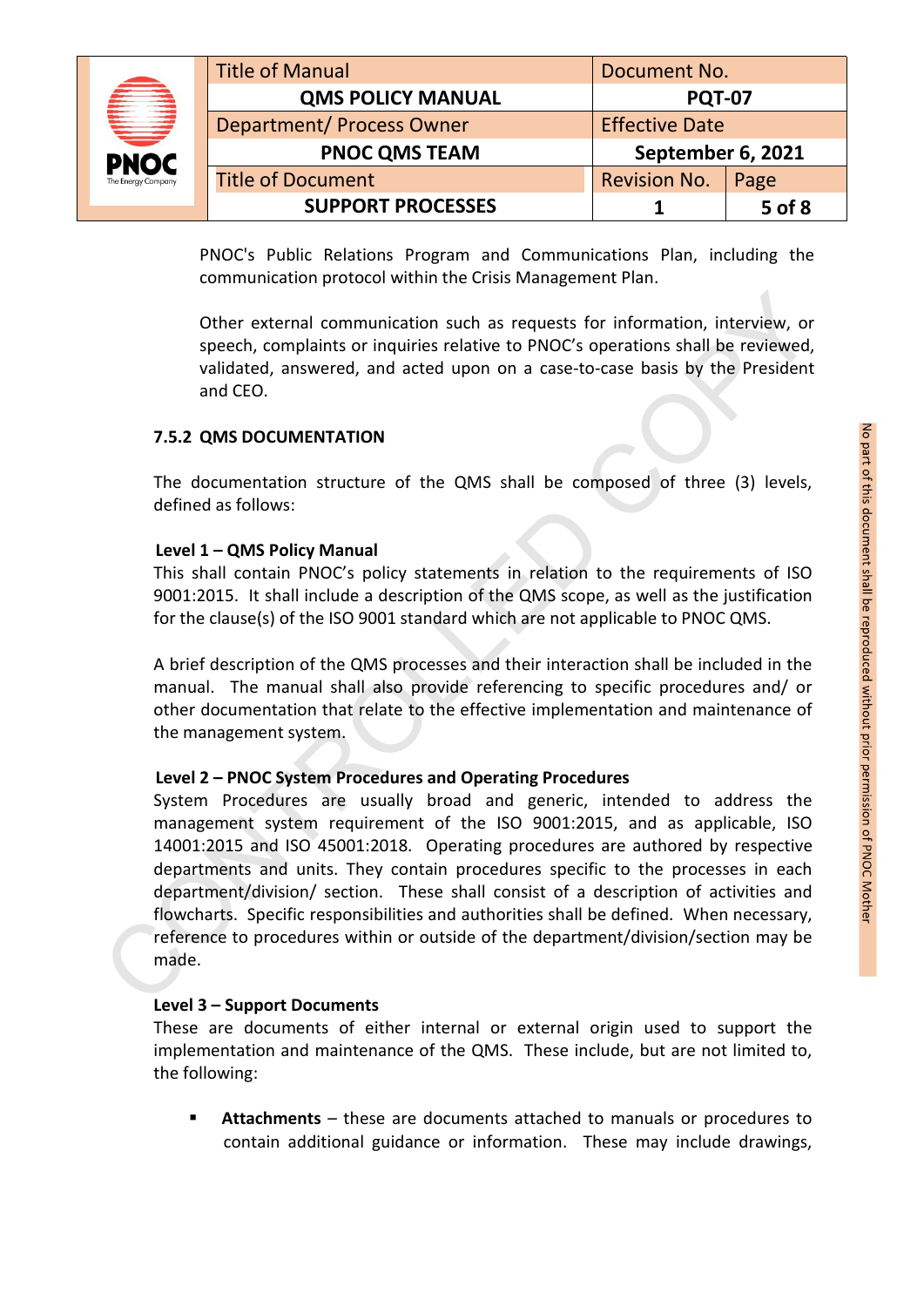PNOC's Public Relations Program and Communications Plan, including the communication protocol within the Crisis Management Plan.

Other external communication such as requests for information, interview, or speech, complaints or inquiries relative to PNOC's operations shall be reviewed, validated, answered, and acted upon on a case-to-case basis by the President and CEO.

### 7.5.2 QMS DOCUMENTATION

The documentation structure of the QMS shall be composed of three (3) levels, defined as follows:

**Level 1 – QMS Policy Manual**

This shall contain PNOC's policy statements in relation to the requirements of ISO 9001:2015. It shall include a description of the QMS scope, as well as the justification for the clause(s) of the ISO 9001 standard which are not applicable to PNOC QMS.

A brief description of the QMS processes and their interaction shall be included in the manual. The manual shall also provide referencing to specific procedures and/ or other documentation that relate to the effective implementation and maintenance of the management system.

**Level 2 – PNOC System Procedures and Operating Procedures**

System Procedures are usually broad and generic, intended to address the management system requirement of the ISO 9001:2015, and as applicable, ISO 14001:2015 and ISO 45001:2018. Operating procedures are authored by respective departments and units. They contain procedures specific to the processes in each department/division/ section. These shall consist of a description of activities and flowcharts. Specific responsibilities and authorities shall be defined. When necessary, reference to procedures within or outside of the department/division/section may be made.

**Level 3 – Support Documents**

These are documents of either internal or external origin used to support the implementation and maintenance of the QMS. These include, but are not limited to, the following:

- **Attachments** – these are documents attached to manuals or procedures to contain additional guidance or information. These may include drawings,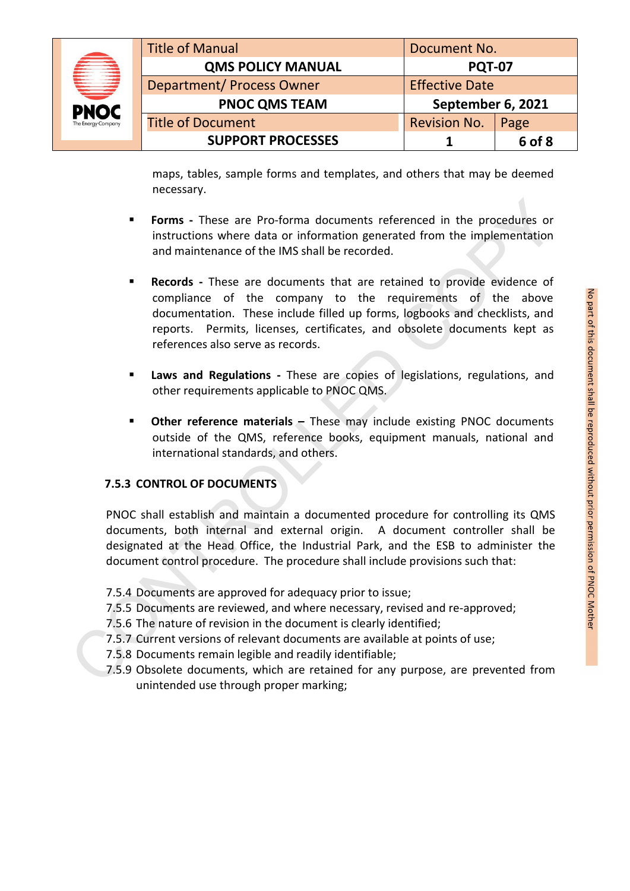maps, tables, sample forms and templates, and others that may be deemed necessary.

- **Forms -** These are Pro-forma documents referenced in the procedures or instructions where data or information generated from the implementation and maintenance of the IMS shall be recorded.

- **Records -** These are documents that are retained to provide evidence of compliance of the company to the requirements of the above documentation. These include filled up forms, logbooks and checklists, and reports. Permits, licenses, certificates, and obsolete documents kept as references also serve as records.

- **Laws and Regulations -** These are copies of legislations, regulations, and other requirements applicable to PNOC QMS.

- **Other reference materials –** These may include existing PNOC documents outside of the QMS, reference books, equipment manuals, national and international standards, and others.

### 7.5.3 CONTROL OF DOCUMENTS

PNOC shall establish and maintain a documented procedure for controlling its QMS documents, both internal and external origin. A document controller shall be designated at the Head Office, the Industrial Park, and the ESB to administer the document control procedure. The procedure shall include provisions such that:

7.5.4 Documents are approved for adequacy prior to issue;
7.5.5 Documents are reviewed, and where necessary, revised and re-approved;
7.5.6 The nature of revision in the document is clearly identified;
7.5.7 Current versions of relevant documents are available at points of use;
7.5.8 Documents remain legible and readily identifiable;
7.5.9 Obsolete documents, which are retained for any purpose, are prevented from unintended use through proper marking;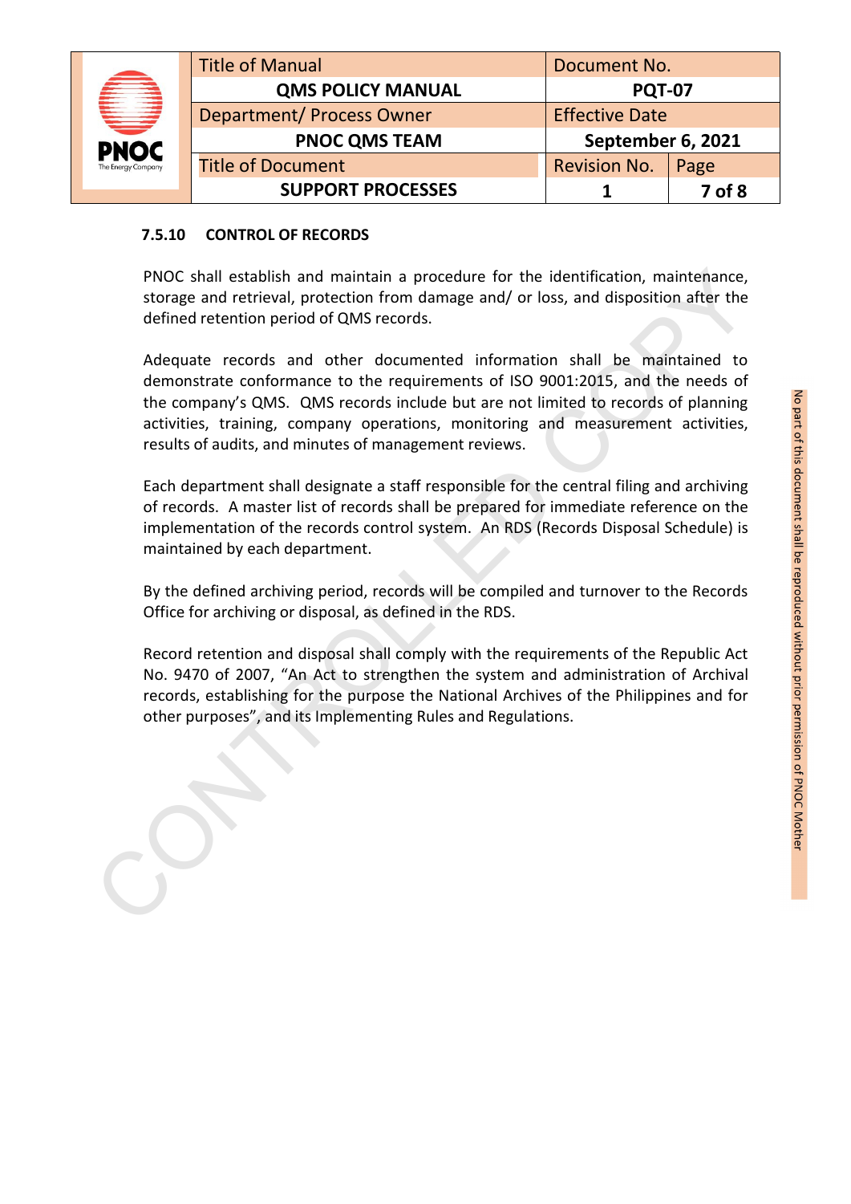### 7.5.10 CONTROL OF RECORDS

PNOC shall establish and maintain a procedure for the identification, maintenance, storage and retrieval, protection from damage and/ or loss, and disposition after the defined retention period of QMS records.

Adequate records and other documented information shall be maintained to demonstrate conformance to the requirements of ISO 9001:2015, and the needs of the company's QMS. QMS records include but are not limited to records of planning activities, training, company operations, monitoring and measurement activities, results of audits, and minutes of management reviews.

Each department shall designate a staff responsible for the central filing and archiving of records. A master list of records shall be prepared for immediate reference on the implementation of the records control system. An RDS (Records Disposal Schedule) is maintained by each department.

By the defined archiving period, records will be compiled and turnover to the Records Office for archiving or disposal, as defined in the RDS.

Record retention and disposal shall comply with the requirements of the Republic Act No. 9470 of 2007, "An Act to strengthen the system and administration of Archival records, establishing for the purpose the National Archives of the Philippines and for other purposes", and its Implementing Rules and Regulations.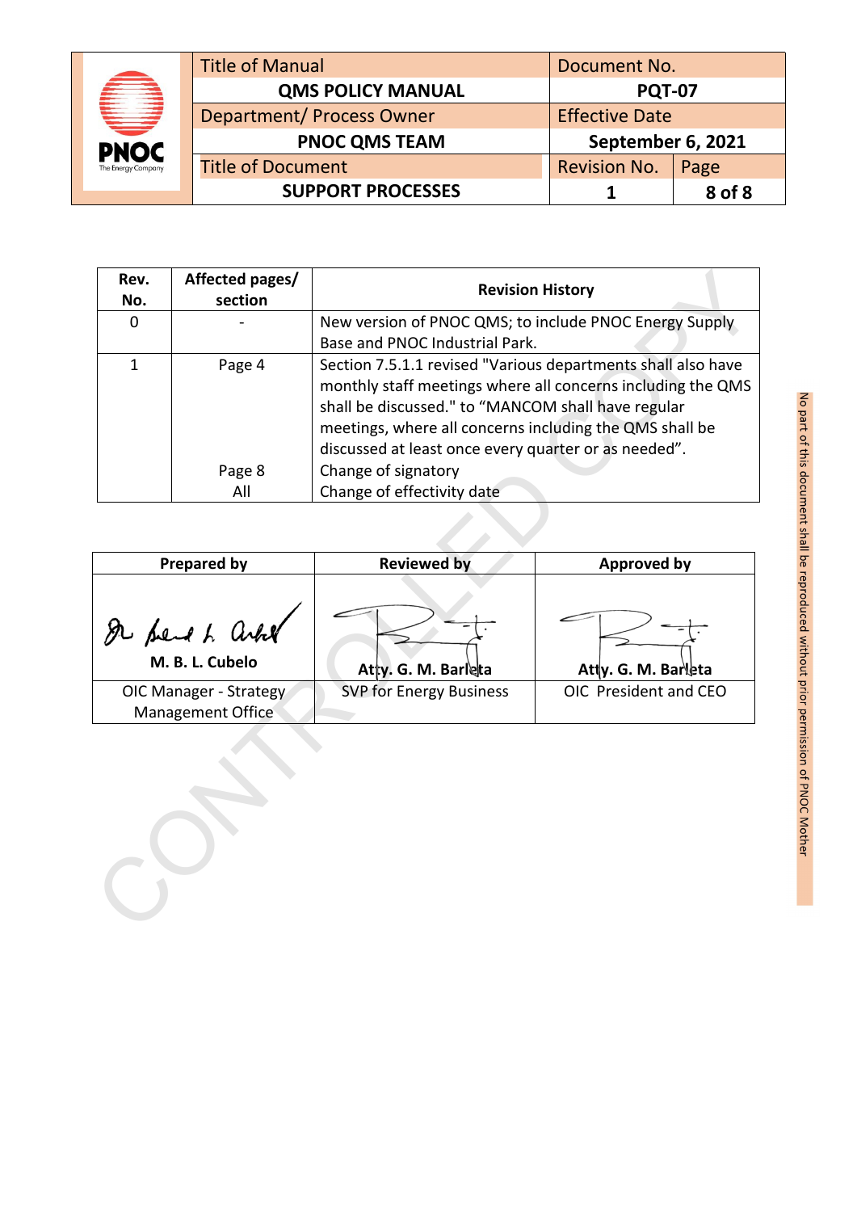| Rev. No. | Affected pages/ section | Revision History |
|---|---|---|
| 0 | - | New version of PNOC QMS; to include PNOC Energy Supply Base and PNOC Industrial Park. |
| 1 | Page 4 | Section 7.5.1.1 revised "Various departments shall also have monthly staff meetings where all concerns including the QMS shall be discussed." to "MANCOM shall have regular meetings, where all concerns including the QMS shall be discussed at least once every quarter or as needed". |
| | Page 8 | Change of signatory |
| | All | Change of effectivity date |

| Prepared by | Reviewed by | Approved by |
|---|---|---|
| M. B. L. Cubelo | Atty. G. M. Barleta | Atty. G. M. Barleta |
| OIC Manager - Strategy Management Office | SVP for Energy Business | OIC President and CEO |

No part of this document shall be reproduced without prior permission of PNOC Mother